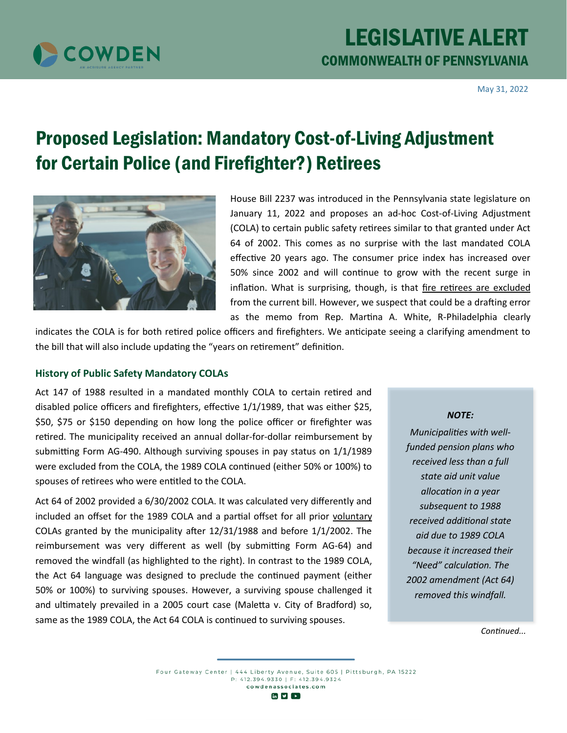# LEGISLATIVE ALERT

## COMMONWEALTH OF PENNSYLVANIA

May 31, 2022

# Proposed Legislation: Mandatory Cost-of-Living Adjustment for Certain Police (and Firefighter?) Retirees

House Bill 2237 was introduced in the Pennsylvania state legislature on January 11, 2022 and proposes an ad-hoc Cost-of-Living Adjustment (COLA) to certain public safety retirees similar to that granted under Act 64 of 2002. This comes as no surprise with the last mandated COLA effective 20 years ago. The consumer price index has increased over 50% since 2002 and will continue to grow with the recent surge in inflation. What is surprising, though, is that fire retirees are excluded from the current bill. However, we suspect that could be a drafting error as the memo from Rep. Martina A. White, R-Philadelphia clearly indicates the COLA is for both retired police officers and firefighters. We anticipate seeing a clarifying amendment to the bill that will also include updating the "years on retirement" definition.

### History of Public Safety Mandatory COLAs

Act 147 of 1988 resulted in a mandated monthly COLA to certain retired and disabled police officers and firefighters, effective 1/1/1989, that was either $25, $50, $75 or $150 depending on how long the police officer or firefighter was retired. The municipality received an annual dollar-for-dollar reimbursement by submitting Form AG-490. Although surviving spouses in pay status on 1/1/1989 were excluded from the COLA, the 1989 COLA continued (either 50% or 100%) to spouses of retirees who were entitled to the COLA.

Act 64 of 2002 provided a 6/30/2002 COLA. It was calculated very differently and included an offset for the 1989 COLA and a partial offset for all prior voluntary COLAs granted by the municipality after 12/31/1988 and before 1/1/2002. The reimbursement was very different as well (by submitting Form AG-64) and removed the windfall (as highlighted to the right). In contrast to the 1989 COLA, the Act 64 language was designed to preclude the continued payment (either 50% or 100%) to surviving spouses. However, a surviving spouse challenged it and ultimately prevailed in a 2005 court case (Maletta v. City of Bradford) so, same as the 1989 COLA, the Act 64 COLA is continued to surviving spouses.

> ***NOTE:***
>
> *Municipalities with well-funded pension plans who received less than a full state aid unit value allocation in a year subsequent to 1988 received additional state aid due to 1989 COLA because it increased their "Need" calculation. The 2002 amendment (Act 64) removed this windfall.*

*Continued...*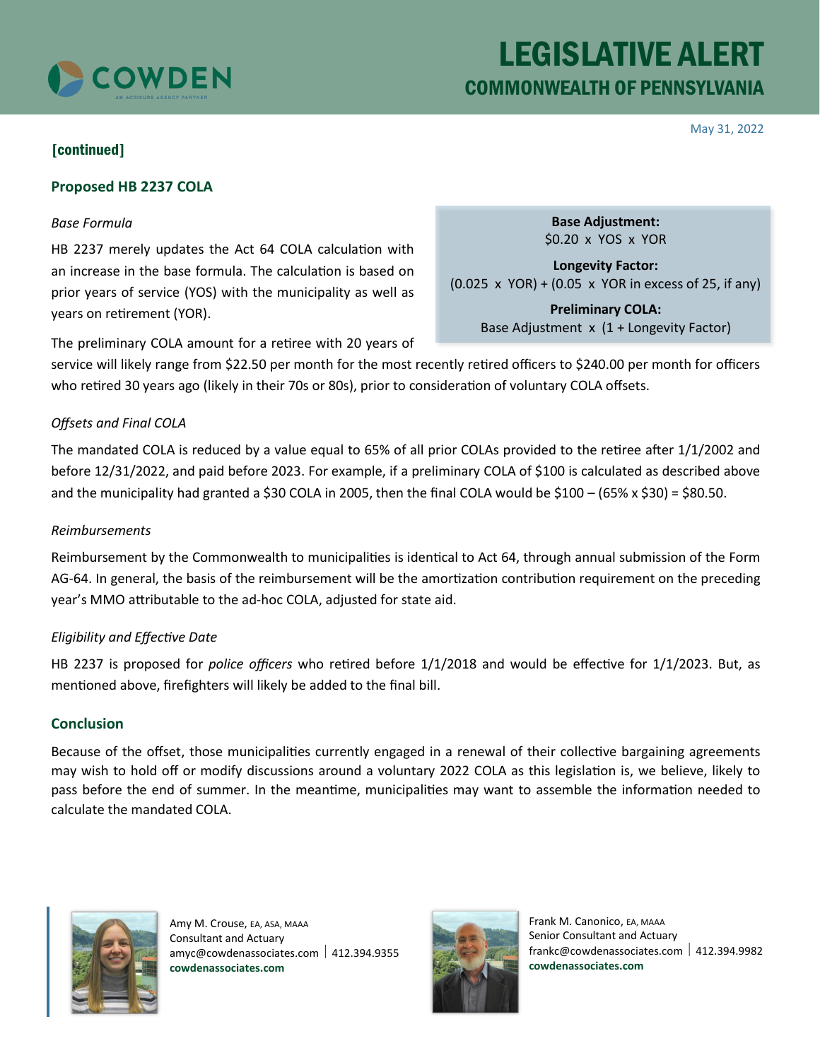# LEGISLATIVE ALERT
## COMMONWEALTH OF PENNSYLVANIA

May 31, 2022

**[continued]**

### Proposed HB 2237 COLA

*Base Formula*

HB 2237 merely updates the Act 64 COLA calculation with an increase in the base formula. The calculation is based on prior years of service (YOS) with the municipality as well as years on retirement (YOR).

> **Base Adjustment:**
> \$0.20 x YOS x YOR
>
> **Longevity Factor:**
> (0.025 x YOR) + (0.05 x YOR in excess of 25, if any)
>
> **Preliminary COLA:**
> Base Adjustment x (1 + Longevity Factor)

The preliminary COLA amount for a retiree with 20 years of service will likely range from \$22.50 per month for the most recently retired officers to \$240.00 per month for officers who retired 30 years ago (likely in their 70s or 80s), prior to consideration of voluntary COLA offsets.

*Offsets and Final COLA*

The mandated COLA is reduced by a value equal to 65% of all prior COLAs provided to the retiree after 1/1/2002 and before 12/31/2022, and paid before 2023. For example, if a preliminary COLA of \$100 is calculated as described above and the municipality had granted a \$30 COLA in 2005, then the final COLA would be \$100 – (65% x \$30) = \$80.50.

*Reimbursements*

Reimbursement by the Commonwealth to municipalities is identical to Act 64, through annual submission of the Form AG-64. In general, the basis of the reimbursement will be the amortization contribution requirement on the preceding year's MMO attributable to the ad-hoc COLA, adjusted for state aid.

*Eligibility and Effective Date*

HB 2237 is proposed for *police officers* who retired before 1/1/2018 and would be effective for 1/1/2023. But, as mentioned above, firefighters will likely be added to the final bill.

### Conclusion

Because of the offset, those municipalities currently engaged in a renewal of their collective bargaining agreements may wish to hold off or modify discussions around a voluntary 2022 COLA as this legislation is, we believe, likely to pass before the end of summer. In the meantime, municipalities may want to assemble the information needed to calculate the mandated COLA.

Amy M. Crouse, EA, ASA, MAAA
Consultant and Actuary
amyc@cowdenassociates.com | 412.394.9355
**cowdenassociates.com**

Frank M. Canonico, EA, MAAA
Senior Consultant and Actuary
frankc@cowdenassociates.com | 412.394.9982
**cowdenassociates.com**